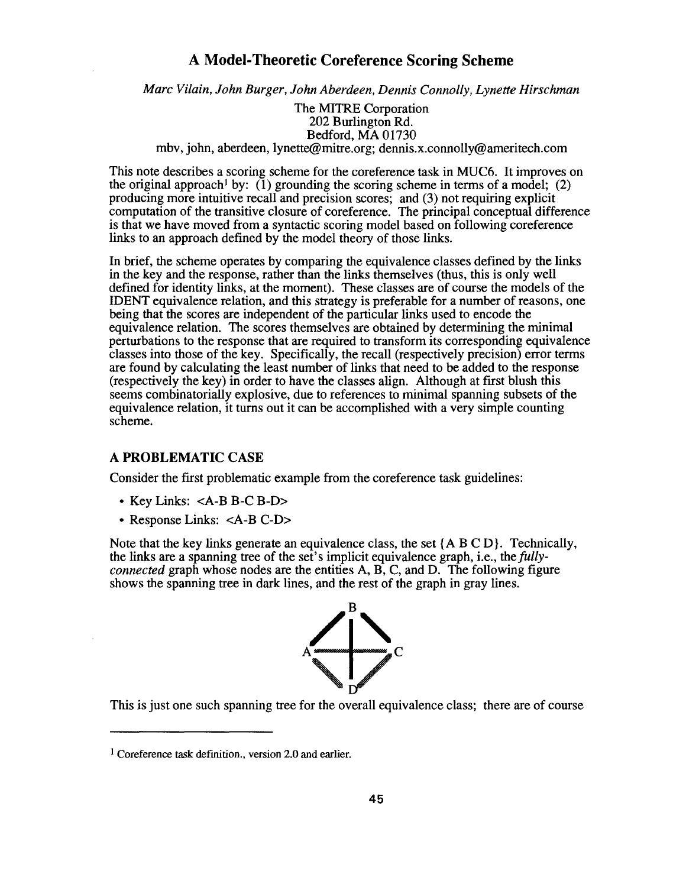# A Model-Theoretic Coreference Scoring Scheme

*Marc Vilain, John Burger, John Aberdeen, Dennis Connolly, Lynette Hirschman*

The MITRE Corporation
202 Burlington Rd.
Bedford, MA 01730
mbv, john, aberdeen, lynette@mitre.org; dennis.x.connolly@ameritech.com

This note describes a scoring scheme for the coreference task in MUC6. It improves on the original approach[1] by: (1) grounding the scoring scheme in terms of a model; (2) producing more intuitive recall and precision scores; and (3) not requiring explicit computation of the transitive closure of coreference. The principal conceptual difference is that we have moved from a syntactic scoring model based on following coreference links to an approach defined by the model theory of those links.

In brief, the scheme operates by comparing the equivalence classes defined by the links in the key and the response, rather than the links themselves (thus, this is only well defined for identity links, at the moment). These classes are of course the models of the IDENT equivalence relation, and this strategy is preferable for a number of reasons, one being that the scores are independent of the particular links used to encode the equivalence relation. The scores themselves are obtained by determining the minimal perturbations to the response that are required to transform its corresponding equivalence classes into those of the key. Specifically, the recall (respectively precision) error terms are found by calculating the least number of links that need to be added to the response (respectively the key) in order to have the classes align. Although at first blush this seems combinatorially explosive, due to references to minimal spanning subsets of the equivalence relation, it turns out it can be accomplished with a very simple counting scheme.

## A PROBLEMATIC CASE

Consider the first problematic example from the coreference task guidelines:

- Key Links: <A-B B-C B-D>
- Response Links: <A-B C-D>

Note that the key links generate an equivalence class, the set {A B C D}. Technically, the links are a spanning tree of the set's implicit equivalence graph, i.e., the *fully-connected* graph whose nodes are the entities A, B, C, and D. The following figure shows the spanning tree in dark lines, and the rest of the graph in gray lines.

This is just one such spanning tree for the overall equivalence class; there are of course

[1] Coreference task definition., version 2.0 and earlier.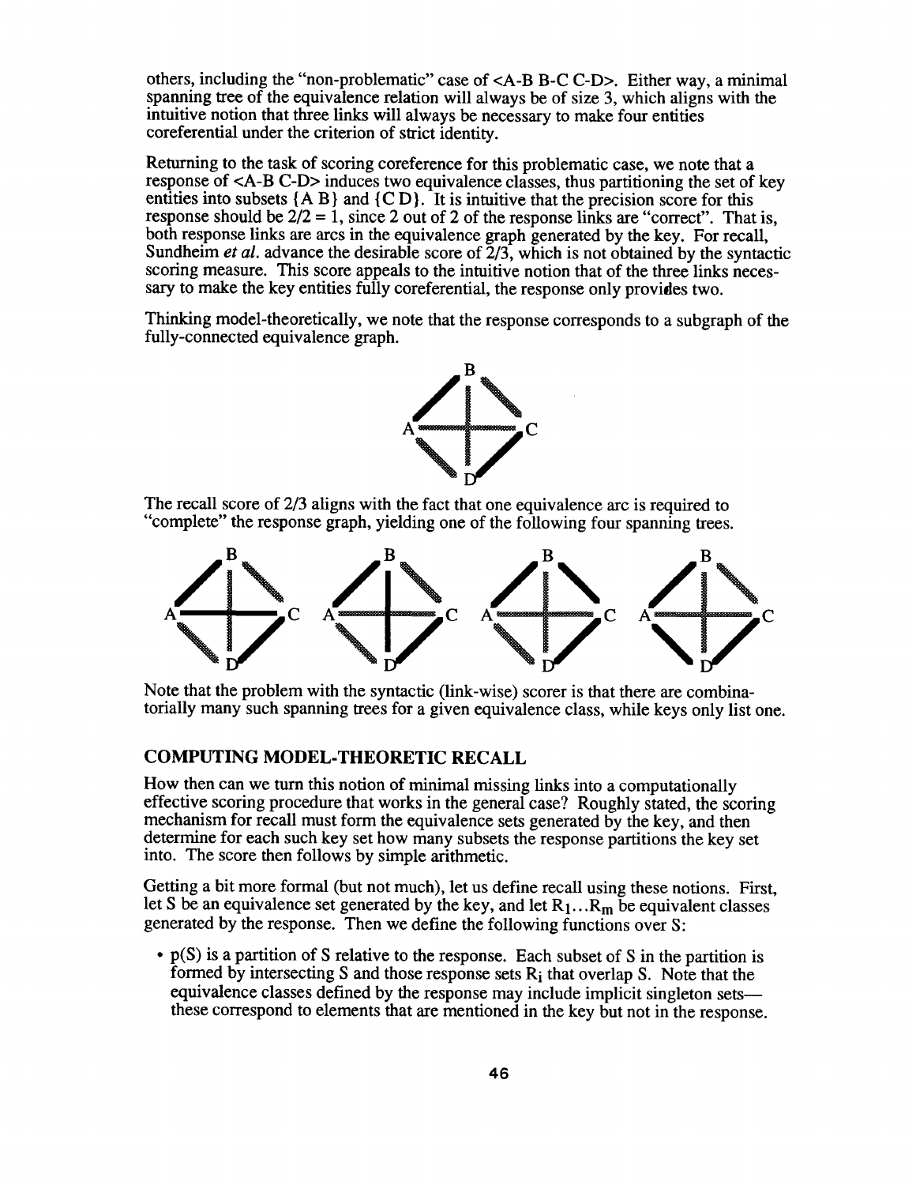others, including the "non-problematic" case of <A-B B-C C-D>. Either way, a minimal spanning tree of the equivalence relation will always be of size 3, which aligns with the intuitive notion that three links will always be necessary to make four entities coreferential under the criterion of strict identity.

Returning to the task of scoring coreference for this problematic case, we note that a response of <A-B C-D> induces two equivalence classes, thus partitioning the set of key entities into subsets {A B} and {C D}. It is intuitive that the precision score for this response should be 2/2 = 1, since 2 out of 2 of the response links are "correct". That is, both response links are arcs in the equivalence graph generated by the key. For recall, Sundheim *et al.* advance the desirable score of 2/3, which is not obtained by the syntactic scoring measure. This score appeals to the intuitive notion that of the three links necessary to make the key entities fully coreferential, the response only provides two.

Thinking model-theoretically, we note that the response corresponds to a subgraph of the fully-connected equivalence graph.

The recall score of 2/3 aligns with the fact that one equivalence arc is required to "complete" the response graph, yielding one of the following four spanning trees.

Note that the problem with the syntactic (link-wise) scorer is that there are combinatorially many such spanning trees for a given equivalence class, while keys only list one.

## COMPUTING MODEL-THEORETIC RECALL

How then can we turn this notion of minimal missing links into a computationally effective scoring procedure that works in the general case? Roughly stated, the scoring mechanism for recall must form the equivalence sets generated by the key, and then determine for each such key set how many subsets the response partitions the key set into. The score then follows by simple arithmetic.

Getting a bit more formal (but not much), let us define recall using these notions. First, let S be an equivalence set generated by the key, and let $R_1 \ldots R_m$ be equivalent classes generated by the response. Then we define the following functions over S:

- p(S) is a partition of S relative to the response. Each subset of S in the partition is formed by intersecting S and those response sets $R_i$ that overlap S. Note that the equivalence classes defined by the response may include implicit singleton sets—these correspond to elements that are mentioned in the key but not in the response.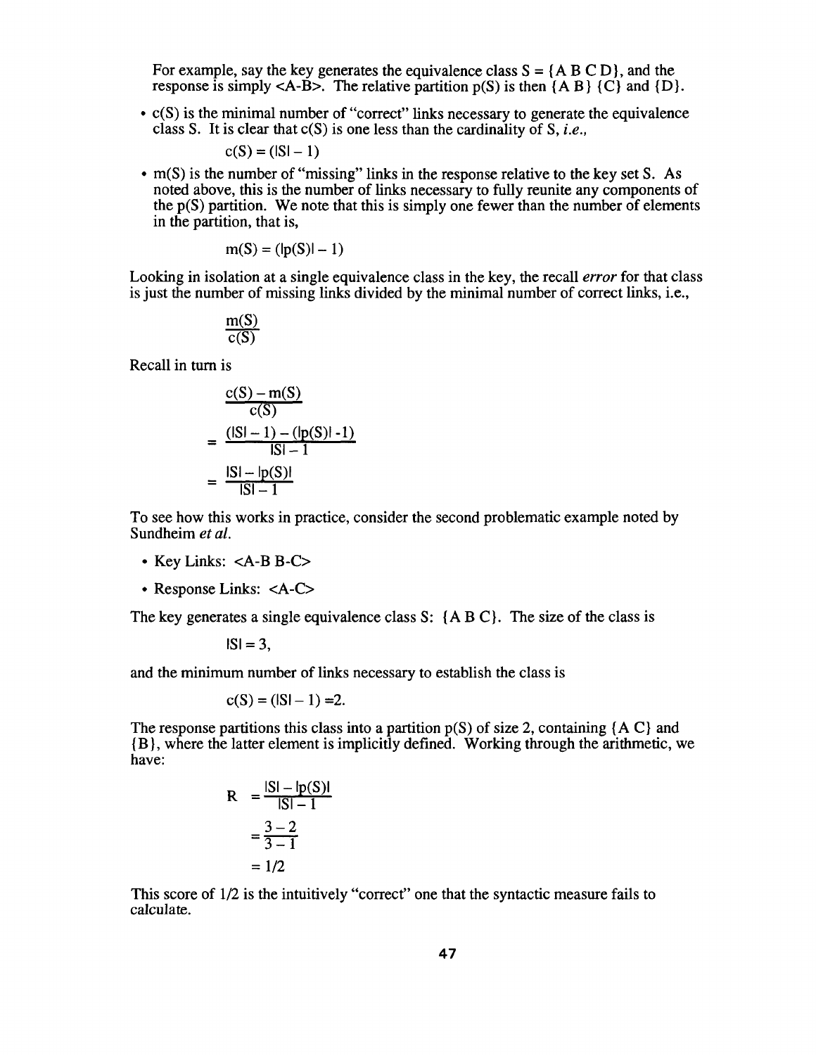For example, say the key generates the equivalence class S = {A B C D}, and the response is simply <A-B>. The relative partition p(S) is then {A B} {C} and {D}.

- c(S) is the minimal number of "correct" links necessary to generate the equivalence class S. It is clear that c(S) is one less than the cardinality of S, *i.e.*,

$$c(S) = (|S| - 1)$$

- m(S) is the number of "missing" links in the response relative to the key set S. As noted above, this is the number of links necessary to fully reunite any components of the p(S) partition. We note that this is simply one fewer than the number of elements in the partition, that is,

$$m(S) = (|p(S)| - 1)$$

Looking in isolation at a single equivalence class in the key, the recall *error* for that class is just the number of missing links divided by the minimal number of correct links, i.e.,

$$\frac{m(S)}{c(S)}$$

Recall in turn is

$$\frac{c(S) - m(S)}{c(S)}$$

$$= \frac{(|S| - 1) - (|p(S)| - 1)}{|S| - 1}$$

$$= \frac{|S| - |p(S)|}{|S| - 1}$$

To see how this works in practice, consider the second problematic example noted by Sundheim *et al.*

- Key Links: <A-B B-C>
- Response Links: <A-C>

The key generates a single equivalence class S: {A B C}. The size of the class is

$$|S| = 3,$$

and the minimum number of links necessary to establish the class is

$$c(S) = (|S| - 1) = 2.$$

The response partitions this class into a partition p(S) of size 2, containing {A C} and {B}, where the latter element is implicitly defined. Working through the arithmetic, we have:

$$R = \frac{|S| - |p(S)|}{|S| - 1}$$

$$= \frac{3 - 2}{3 - 1}$$

$$= 1/2$$

This score of 1/2 is the intuitively "correct" one that the syntactic measure fails to calculate.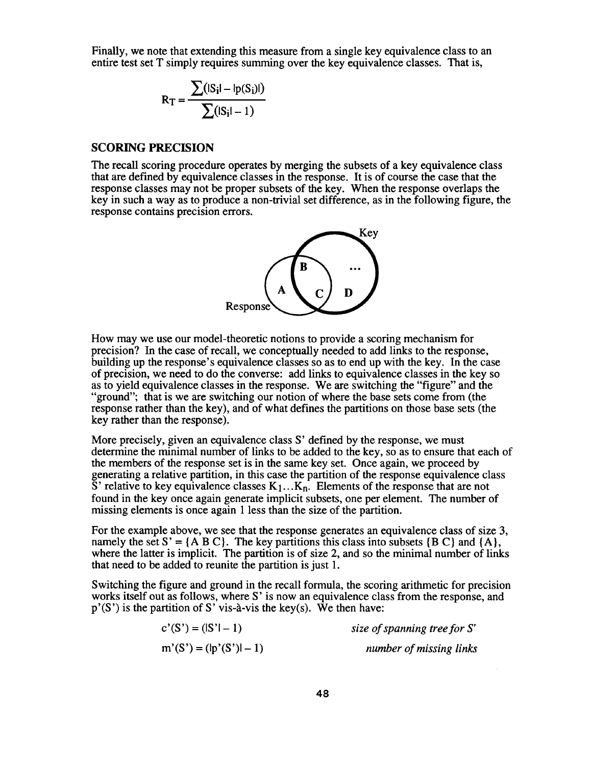Finally, we note that extending this measure from a single key equivalence class to an entire test set T simply requires summing over the key equivalence classes. That is,

$$R_T = \frac{\sum(|S_i| - |p(S_i)|)}{\sum(|S_i| - 1)}$$

## SCORING PRECISION

The recall scoring procedure operates by merging the subsets of a key equivalence class that are defined by equivalence classes in the response. It is of course the case that the response classes may not be proper subsets of the key. When the response overlaps the key in such a way as to produce a non-trivial set difference, as in the following figure, the response contains precision errors.

How may we use our model-theoretic notions to provide a scoring mechanism for precision? In the case of recall, we conceptually needed to add links to the response, building up the response's equivalence classes so as to end up with the key. In the case of precision, we need to do the converse: add links to equivalence classes in the key so as to yield equivalence classes in the response. We are switching the "figure" and the "ground"; that is we are switching our notion of where the base sets come from (the response rather than the key), and of what defines the partitions on those base sets (the key rather than the response).

More precisely, given an equivalence class S' defined by the response, we must determine the minimal number of links to be added to the key, so as to ensure that each of the members of the response set is in the same key set. Once again, we proceed by generating a relative partition, in this case the partition of the response equivalence class S' relative to key equivalence classes $K_1 \ldots K_n$. Elements of the response that are not found in the key once again generate implicit subsets, one per element. The number of missing elements is once again 1 less than the size of the partition.

For the example above, we see that the response generates an equivalence class of size 3, namely the set S' = {A B C}. The key partitions this class into subsets {B C} and {A}, where the latter is implicit. The partition is of size 2, and so the minimal number of links that need to be added to reunite the partition is just 1.

Switching the figure and ground in the recall formula, the scoring arithmetic for precision works itself out as follows, where S' is now an equivalence class from the response, and p'(S') is the partition of S' vis-à-vis the key(s). We then have:

$c'(S') = (|S'| - 1)$ *size of spanning tree for S'*

$m'(S') = (|p'(S')| - 1)$ *number of missing links*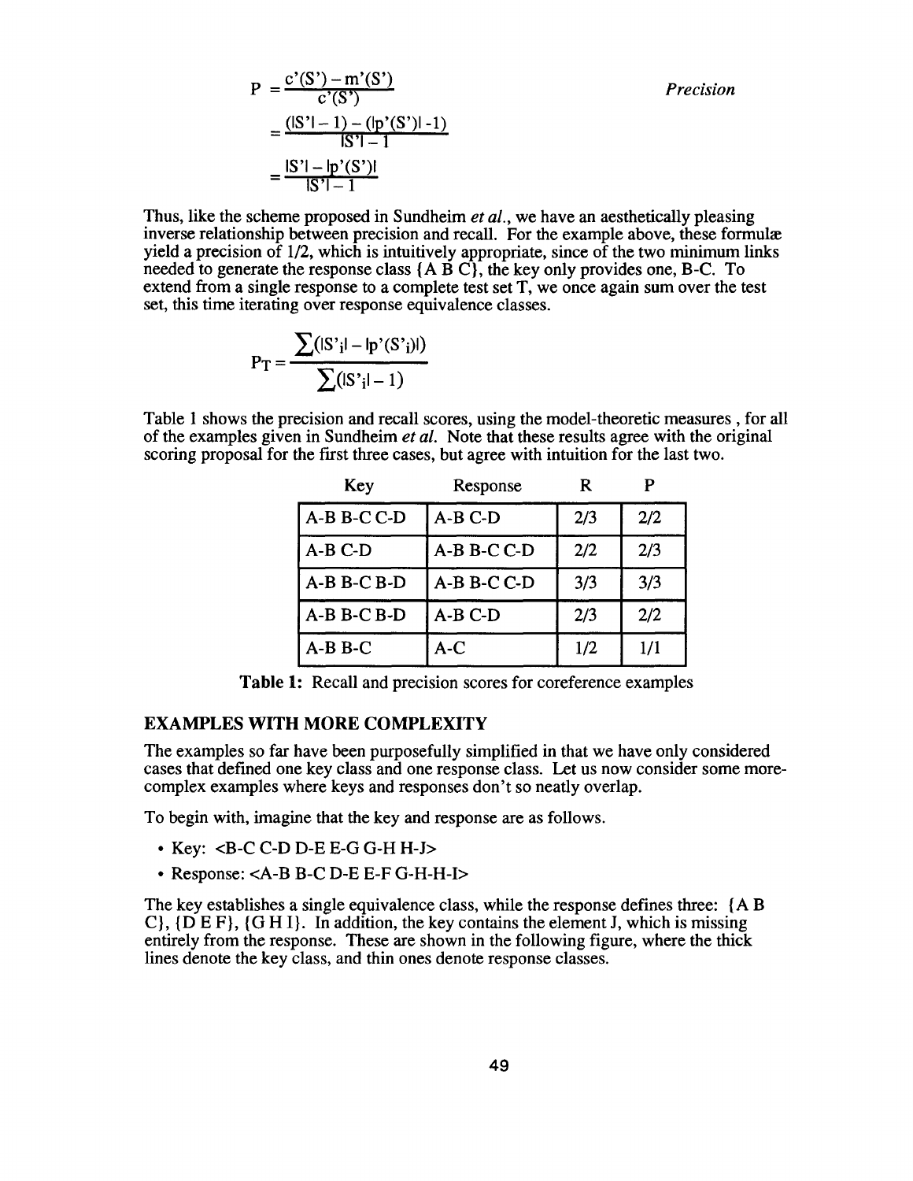$$
\begin{aligned}
P &= \frac{c'(S') - m'(S')}{c'(S')} \\
&= \frac{(|S'| - 1) - (|p'(S')| - 1)}{|S'| - 1} \\
&= \frac{|S'| - |p'(S')|}{|S'| - 1}
\end{aligned}
\qquad \textit{Precision}
$$

Thus, like the scheme proposed in Sundheim *et al.*, we have an aesthetically pleasing inverse relationship between precision and recall. For the example above, these formulæ yield a precision of 1/2, which is intuitively appropriate, since of the two minimum links needed to generate the response class {A B C}, the key only provides one, B-C. To extend from a single response to a complete test set T, we once again sum over the test set, this time iterating over response equivalence classes.

$$
P_T = \frac{\sum(|S'_i| - |p'(S'_i)|)}{\sum(|S'_i| - 1)}
$$

Table 1 shows the precision and recall scores, using the model-theoretic measures , for all of the examples given in Sundheim *et al.* Note that these results agree with the original scoring proposal for the first three cases, but agree with intuition for the last two.

| Key | Response | R | P |
|---|---|---|---|
| A-B B-C C-D | A-B C-D | 2/3 | 2/2 |
| A-B C-D | A-B B-C C-D | 2/2 | 2/3 |
| A-B B-C B-D | A-B B-C C-D | 3/3 | 3/3 |
| A-B B-C B-D | A-B C-D | 2/3 | 2/2 |
| A-B B-C | A-C | 1/2 | 1/1 |

**Table 1:** Recall and precision scores for coreference examples

## EXAMPLES WITH MORE COMPLEXITY

The examples so far have been purposefully simplified in that we have only considered cases that defined one key class and one response class. Let us now consider some more-complex examples where keys and responses don't so neatly overlap.

To begin with, imagine that the key and response are as follows.

- Key: <B-C C-D D-E E-G G-H H-J>
- Response: <A-B B-C D-E E-F G-H-H-I>

The key establishes a single equivalence class, while the response defines three: {A B C}, {D E F}, {G H I}. In addition, the key contains the element J, which is missing entirely from the response. These are shown in the following figure, where the thick lines denote the key class, and thin ones denote response classes.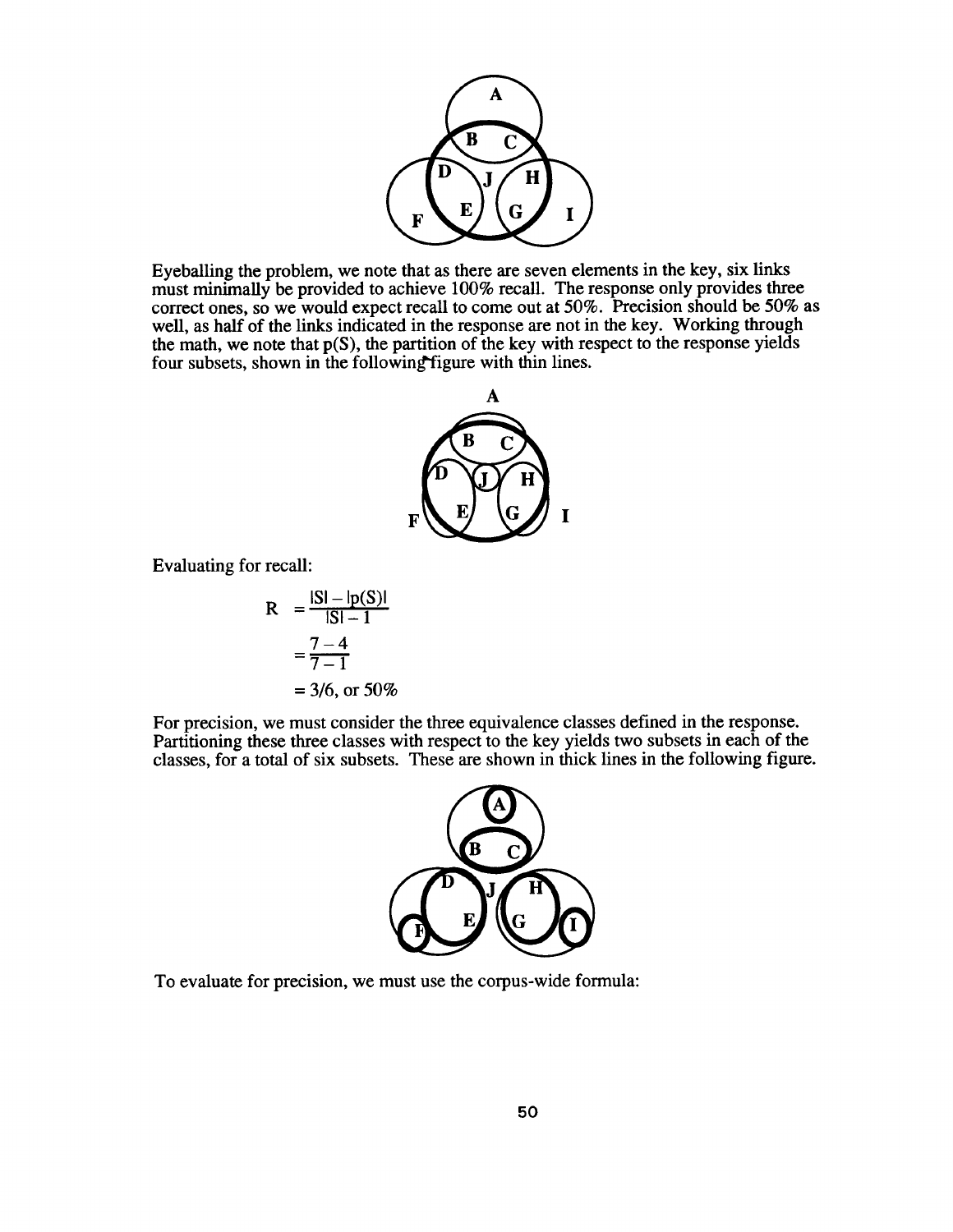Eyeballing the problem, we note that as there are seven elements in the key, six links must minimally be provided to achieve 100% recall. The response only provides three correct ones, so we would expect recall to come out at 50%. Precision should be 50% as well, as half of the links indicated in the response are not in the key. Working through the math, we note that p(S), the partition of the key with respect to the response yields four subsets, shown in the following figure with thin lines.

Evaluating for recall:

$$
\begin{aligned}
R &= \frac{|S| - |p(S)|}{|S| - 1} \\
&= \frac{7-4}{7-1} \\
&= 3/6, \text{ or } 50\%
\end{aligned}
$$

For precision, we must consider the three equivalence classes defined in the response. Partitioning these three classes with respect to the key yields two subsets in each of the classes, for a total of six subsets. These are shown in thick lines in the following figure.

To evaluate for precision, we must use the corpus-wide formula: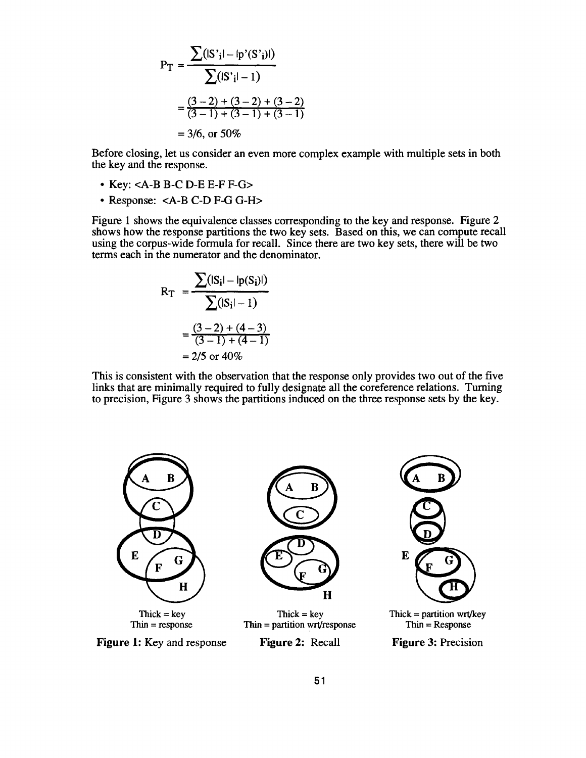$$P_T = \frac{\sum(|S'_i| - |p'(S'_i)|)}{\sum(|S'_i| - 1)}$$

$$= \frac{(3-2)+(3-2)+(3-2)}{(3-1)+(3-1)+(3-1)}$$

$$= 3/6, \text{ or } 50\%$$

Before closing, let us consider an even more complex example with multiple sets in both the key and the response.

- Key: <A-B B-C D-E E-F F-G>
- Response: <A-B C-D F-G G-H>

Figure 1 shows the equivalence classes corresponding to the key and response. Figure 2 shows how the response partitions the two key sets. Based on this, we can compute recall using the corpus-wide formula for recall. Since there are two key sets, there will be two terms each in the numerator and the denominator.

$$R_T = \frac{\sum(|S_i| - |p(S_i)|)}{\sum(|S_i| - 1)}$$

$$= \frac{(3-2)+(4-3)}{(3-1)+(4-1)}$$

$$= 2/5 \text{ or } 40\%$$

This is consistent with the observation that the response only provides two out of the five links that are minimally required to fully designate all the coreference relations. Turning to precision, Figure 3 shows the partitions induced on the three response sets by the key.

Thick = key
Thin = response

**Figure 1:** Key and response

Thick = key
Thin = partition wrt/response

**Figure 2:** Recall

Thick = partition wrt/key
Thin = Response

**Figure 3:** Precision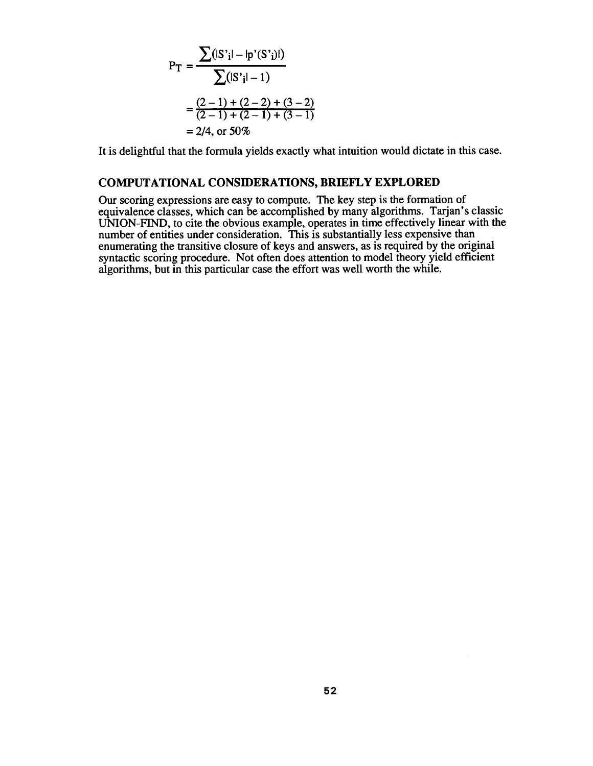$$P_T = \frac{\sum(|S'_i| - |p'(S'_i)|)}{\sum(|S'_i| - 1)}$$

$$= \frac{(2-1) + (2-2) + (3-2)}{(2-1) + (2-1) + (3-1)}$$

$$= 2/4, \text{ or } 50\%$$

It is delightful that the formula yields exactly what intuition would dictate in this case.

## COMPUTATIONAL CONSIDERATIONS, BRIEFLY EXPLORED

Our scoring expressions are easy to compute. The key step is the formation of equivalence classes, which can be accomplished by many algorithms. Tarjan's classic UNION-FIND, to cite the obvious example, operates in time effectively linear with the number of entities under consideration. This is substantially less expensive than enumerating the transitive closure of keys and answers, as is required by the original syntactic scoring procedure. Not often does attention to model theory yield efficient algorithms, but in this particular case the effort was well worth the while.